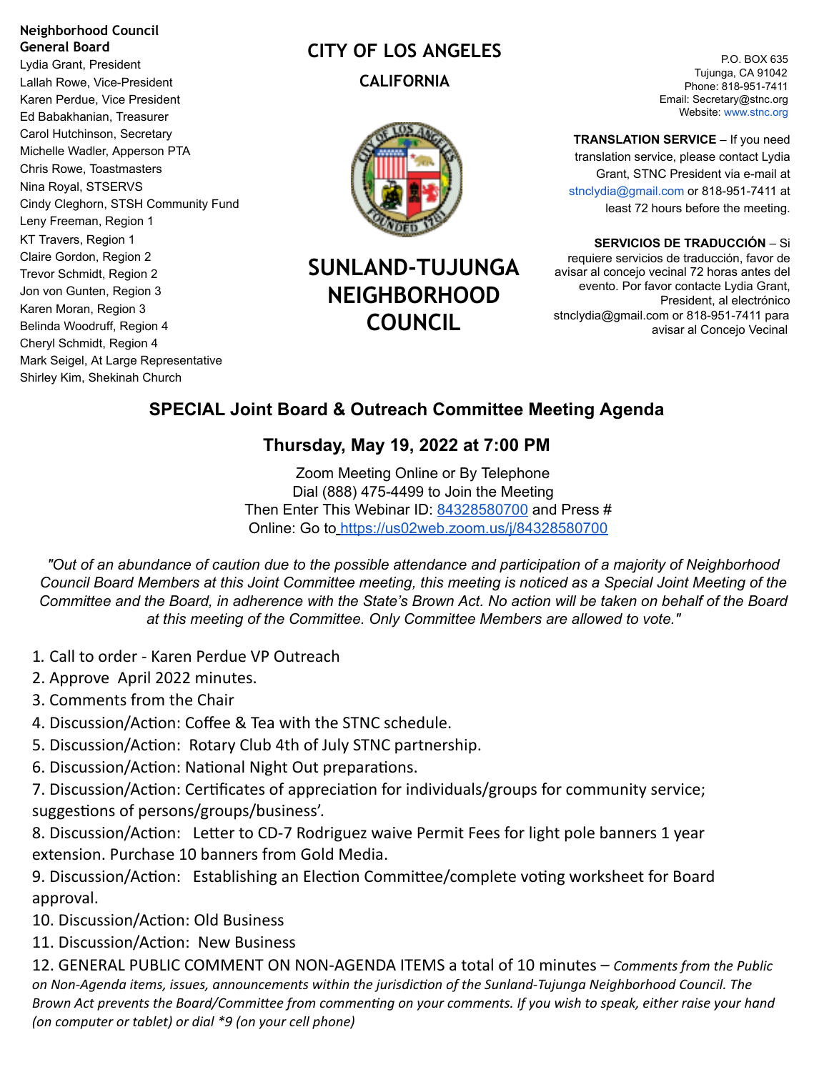**Neighborhood Council General Board**

Lydia Grant, President
Lallah Rowe, Vice-President
Karen Perdue, Vice President
Ed Babakhanian, Treasurer
Carol Hutchinson, Secretary
Michelle Wadler, Apperson PTA
Chris Rowe, Toastmasters
Nina Royal, STSERVS
Cindy Cleghorn, STSH Community Fund
Leny Freeman, Region 1
KT Travers, Region 1
Claire Gordon, Region 2
Trevor Schmidt, Region 2
Jon von Gunten, Region 3
Karen Moran, Region 3
Belinda Woodruff, Region 4
Cheryl Schmidt, Region 4
Mark Seigel, At Large Representative
Shirley Kim, Shekinah Church

# CITY OF LOS ANGELES

## CALIFORNIA

# SUNLAND-TUJUNGA NEIGHBORHOOD COUNCIL

P.O. BOX 635
Tujunga, CA 91042
Phone: 818-951-7411
Email: Secretary@stnc.org
Website: www.stnc.org

**TRANSLATION SERVICE** – If you need translation service, please contact Lydia Grant, STNC President via e-mail at stnclydia@gmail.com or 818-951-7411 at least 72 hours before the meeting.

**SERVICIOS DE TRADUCCIÓN** – Si requiere servicios de traducción, favor de avisar al concejo vecinal 72 horas antes del evento. Por favor contacte Lydia Grant, President, al electrónico stnclydia@gmail.com or 818-951-7411 para avisar al Concejo Vecinal

## SPECIAL Joint Board & Outreach Committee Meeting Agenda

### Thursday, May 19, 2022 at 7:00 PM

Zoom Meeting Online or By Telephone
Dial (888) 475-4499 to Join the Meeting
Then Enter This Webinar ID: 84328580700 and Press #
Online: Go to https://us02web.zoom.us/j/84328580700

*"Out of an abundance of caution due to the possible attendance and participation of a majority of Neighborhood Council Board Members at this Joint Committee meeting, this meeting is noticed as a Special Joint Meeting of the Committee and the Board, in adherence with the State's Brown Act. No action will be taken on behalf of the Board at this meeting of the Committee. Only Committee Members are allowed to vote."*

1. Call to order - Karen Perdue VP Outreach
2. Approve April 2022 minutes.
3. Comments from the Chair
4. Discussion/Action: Coffee & Tea with the STNC schedule.
5. Discussion/Action: Rotary Club 4th of July STNC partnership.
6. Discussion/Action: National Night Out preparations.
7. Discussion/Action: Certificates of appreciation for individuals/groups for community service; suggestions of persons/groups/business'.
8. Discussion/Action: Letter to CD-7 Rodriguez waive Permit Fees for light pole banners 1 year extension. Purchase 10 banners from Gold Media.
9. Discussion/Action: Establishing an Election Committee/complete voting worksheet for Board approval.
10. Discussion/Action: Old Business
11. Discussion/Action: New Business
12. GENERAL PUBLIC COMMENT ON NON-AGENDA ITEMS a total of 10 minutes – *Comments from the Public on Non-Agenda items, issues, announcements within the jurisdiction of the Sunland-Tujunga Neighborhood Council. The Brown Act prevents the Board/Committee from commenting on your comments. If you wish to speak, either raise your hand (on computer or tablet) or dial \*9 (on your cell phone)*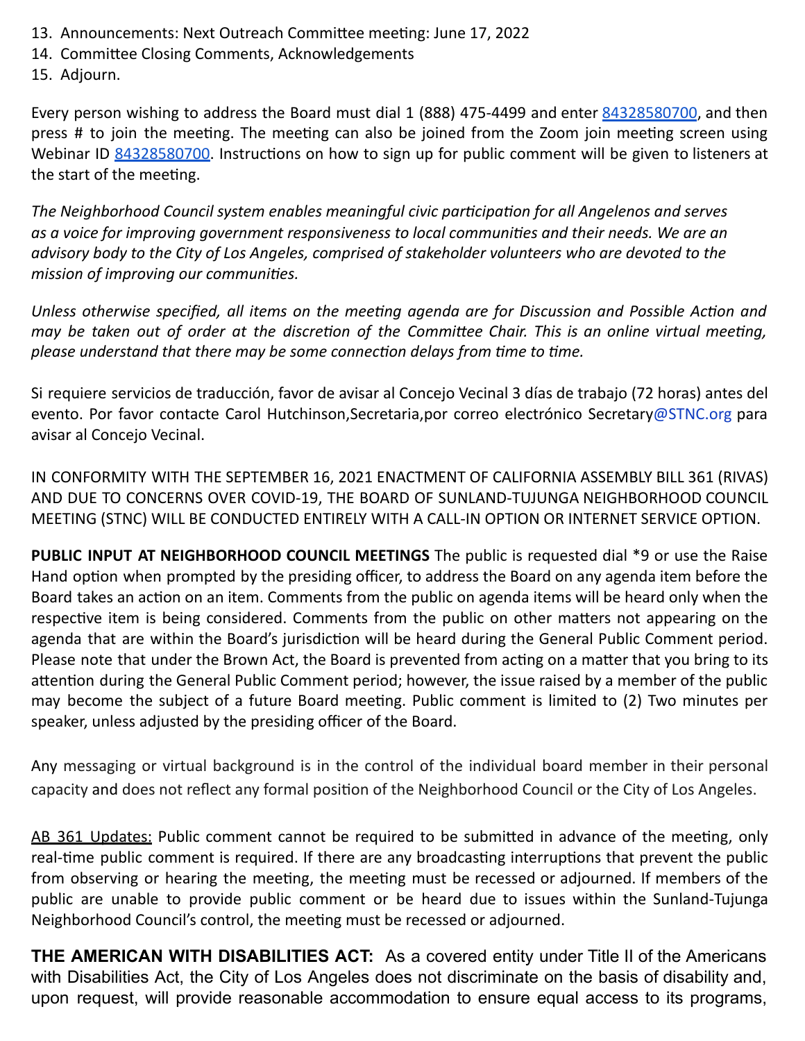13. Announcements: Next Outreach Committee meeting: June 17, 2022
14. Committee Closing Comments, Acknowledgements
15. Adjourn.

Every person wishing to address the Board must dial 1 (888) 475-4499 and enter 84328580700, and then press # to join the meeting. The meeting can also be joined from the Zoom join meeting screen using Webinar ID 84328580700. Instructions on how to sign up for public comment will be given to listeners at the start of the meeting.

*The Neighborhood Council system enables meaningful civic participation for all Angelenos and serves as a voice for improving government responsiveness to local communities and their needs. We are an advisory body to the City of Los Angeles, comprised of stakeholder volunteers who are devoted to the mission of improving our communities.*

*Unless otherwise specified, all items on the meeting agenda are for Discussion and Possible Action and may be taken out of order at the discretion of the Committee Chair. This is an online virtual meeting, please understand that there may be some connection delays from time to time.*

Si requiere servicios de traducción, favor de avisar al Concejo Vecinal 3 días de trabajo (72 horas) antes del evento. Por favor contacte Carol Hutchinson,Secretaria,por correo electrónico Secretary@STNC.org para avisar al Concejo Vecinal.

IN CONFORMITY WITH THE SEPTEMBER 16, 2021 ENACTMENT OF CALIFORNIA ASSEMBLY BILL 361 (RIVAS) AND DUE TO CONCERNS OVER COVID-19, THE BOARD OF SUNLAND-TUJUNGA NEIGHBORHOOD COUNCIL MEETING (STNC) WILL BE CONDUCTED ENTIRELY WITH A CALL-IN OPTION OR INTERNET SERVICE OPTION.

**PUBLIC INPUT AT NEIGHBORHOOD COUNCIL MEETINGS** The public is requested dial *9 or use the Raise Hand option when prompted by the presiding officer, to address the Board on any agenda item before the Board takes an action on an item. Comments from the public on agenda items will be heard only when the respective item is being considered. Comments from the public on other matters not appearing on the agenda that are within the Board's jurisdiction will be heard during the General Public Comment period. Please note that under the Brown Act, the Board is prevented from acting on a matter that you bring to its attention during the General Public Comment period; however, the issue raised by a member of the public may become the subject of a future Board meeting. Public comment is limited to (2) Two minutes per speaker, unless adjusted by the presiding officer of the Board.

Any messaging or virtual background is in the control of the individual board member in their personal capacity and does not reflect any formal position of the Neighborhood Council or the City of Los Angeles.

AB 361 Updates: Public comment cannot be required to be submitted in advance of the meeting, only real-time public comment is required. If there are any broadcasting interruptions that prevent the public from observing or hearing the meeting, the meeting must be recessed or adjourned. If members of the public are unable to provide public comment or be heard due to issues within the Sunland-Tujunga Neighborhood Council's control, the meeting must be recessed or adjourned.

**THE AMERICAN WITH DISABILITIES ACT:** As a covered entity under Title II of the Americans with Disabilities Act, the City of Los Angeles does not discriminate on the basis of disability and, upon request, will provide reasonable accommodation to ensure equal access to its programs,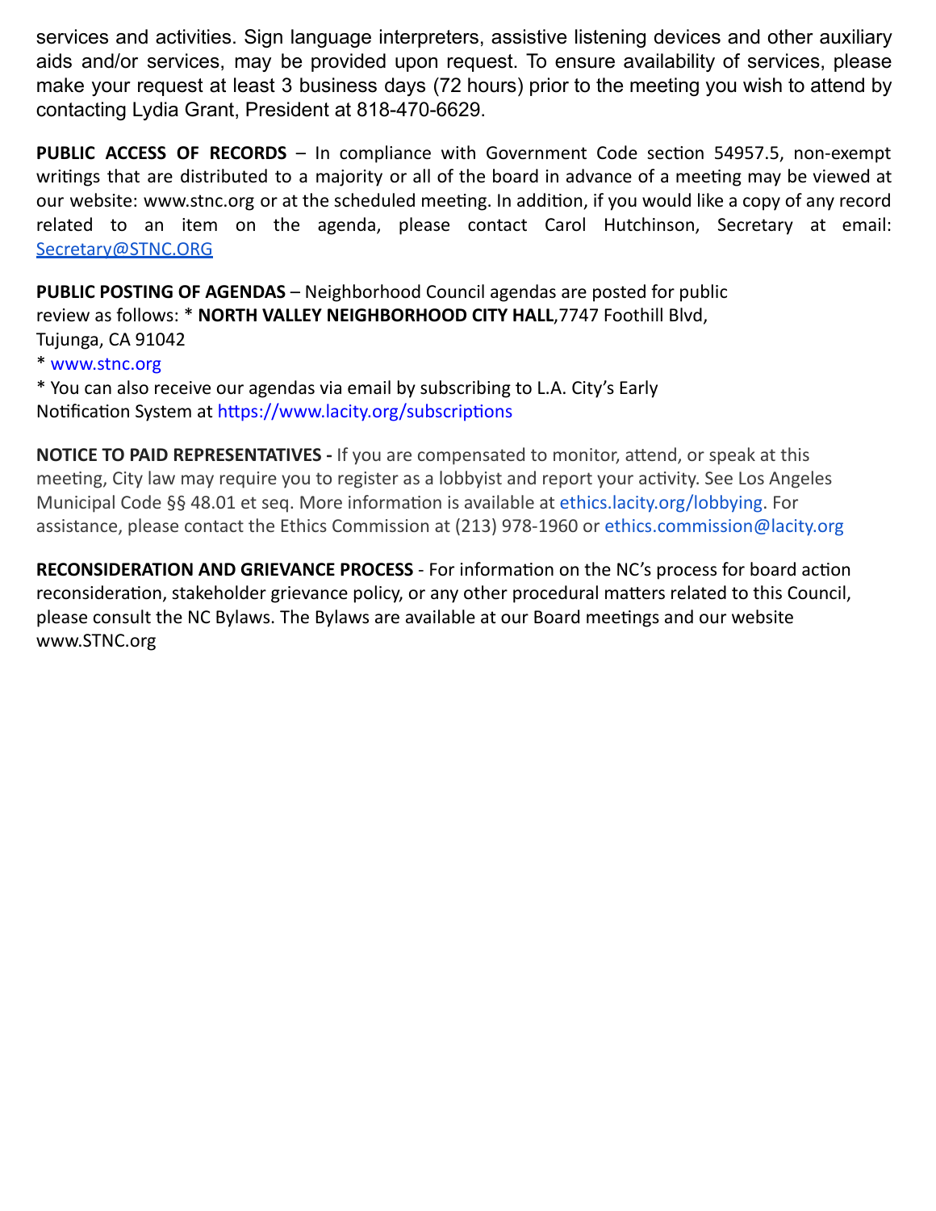services and activities. Sign language interpreters, assistive listening devices and other auxiliary aids and/or services, may be provided upon request. To ensure availability of services, please make your request at least 3 business days (72 hours) prior to the meeting you wish to attend by contacting Lydia Grant, President at 818-470-6629.

**PUBLIC ACCESS OF RECORDS** – In compliance with Government Code section 54957.5, non-exempt writings that are distributed to a majority or all of the board in advance of a meeting may be viewed at our website: www.stnc.org or at the scheduled meeting. In addition, if you would like a copy of any record related to an item on the agenda, please contact Carol Hutchinson, Secretary at email: Secretary@STNC.ORG

**PUBLIC POSTING OF AGENDAS** – Neighborhood Council agendas are posted for public review as follows: * **NORTH VALLEY NEIGHBORHOOD CITY HALL**,7747 Foothill Blvd, Tujunga, CA 91042
* www.stnc.org
* You can also receive our agendas via email by subscribing to L.A. City's Early Notification System at https://www.lacity.org/subscriptions

**NOTICE TO PAID REPRESENTATIVES -** If you are compensated to monitor, attend, or speak at this meeting, City law may require you to register as a lobbyist and report your activity. See Los Angeles Municipal Code §§ 48.01 et seq. More information is available at ethics.lacity.org/lobbying. For assistance, please contact the Ethics Commission at (213) 978-1960 or ethics.commission@lacity.org

**RECONSIDERATION AND GRIEVANCE PROCESS** - For information on the NC's process for board action reconsideration, stakeholder grievance policy, or any other procedural matters related to this Council, please consult the NC Bylaws. The Bylaws are available at our Board meetings and our website www.STNC.org